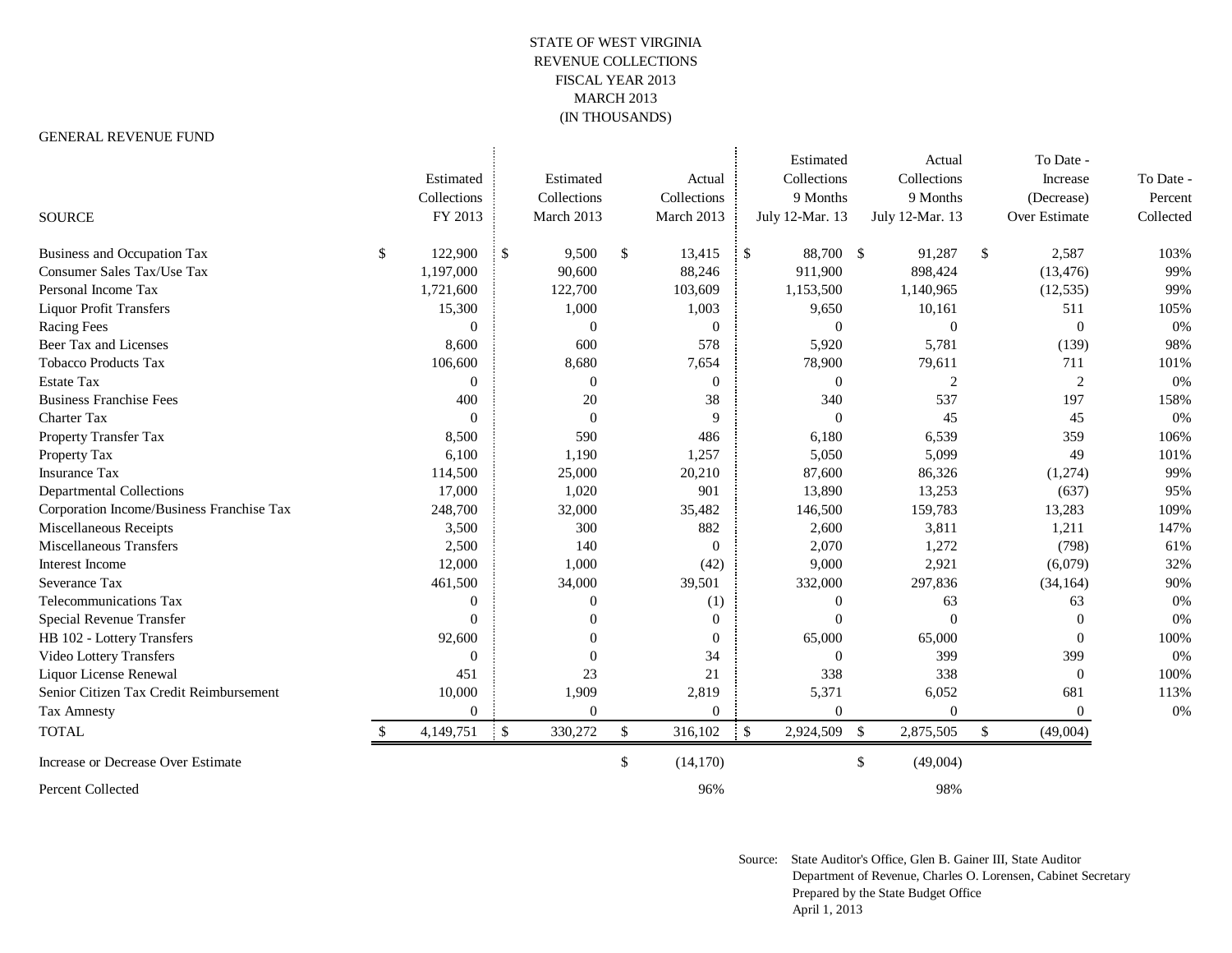# STATE OF WEST VIRGINIA
## REVENUE COLLECTIONS
## FISCAL YEAR 2013
## MARCH 2013
## (IN THOUSANDS)

GENERAL REVENUE FUND

| SOURCE | Estimated Collections FY 2013 | Estimated Collections March 2013 | Actual Collections March 2013 | Estimated Collections 9 Months July 12-Mar. 13 | Actual Collections 9 Months July 12-Mar. 13 | To Date - Increase (Decrease) Over Estimate | To Date - Percent Collected |
|---|---|---|---|---|---|---|---|
| Business and Occupation Tax | $ 122,900 | $ 9,500 | $ 13,415 | $ 88,700 | $ 91,287 | $ 2,587 | 103% |
| Consumer Sales Tax/Use Tax | 1,197,000 | 90,600 | 88,246 | 911,900 | 898,424 | (13,476) | 99% |
| Personal Income Tax | 1,721,600 | 122,700 | 103,609 | 1,153,500 | 1,140,965 | (12,535) | 99% |
| Liquor Profit Transfers | 15,300 | 1,000 | 1,003 | 9,650 | 10,161 | 511 | 105% |
| Racing Fees | 0 | 0 | 0 | 0 | 0 | 0 | 0% |
| Beer Tax and Licenses | 8,600 | 600 | 578 | 5,920 | 5,781 | (139) | 98% |
| Tobacco Products Tax | 106,600 | 8,680 | 7,654 | 78,900 | 79,611 | 711 | 101% |
| Estate Tax | 0 | 0 | 0 | 0 | 2 | 2 | 0% |
| Business Franchise Fees | 400 | 20 | 38 | 340 | 537 | 197 | 158% |
| Charter Tax | 0 | 0 | 9 | 0 | 45 | 45 | 0% |
| Property Transfer Tax | 8,500 | 590 | 486 | 6,180 | 6,539 | 359 | 106% |
| Property Tax | 6,100 | 1,190 | 1,257 | 5,050 | 5,099 | 49 | 101% |
| Insurance Tax | 114,500 | 25,000 | 20,210 | 87,600 | 86,326 | (1,274) | 99% |
| Departmental Collections | 17,000 | 1,020 | 901 | 13,890 | 13,253 | (637) | 95% |
| Corporation Income/Business Franchise Tax | 248,700 | 32,000 | 35,482 | 146,500 | 159,783 | 13,283 | 109% |
| Miscellaneous Receipts | 3,500 | 300 | 882 | 2,600 | 3,811 | 1,211 | 147% |
| Miscellaneous Transfers | 2,500 | 140 | 0 | 2,070 | 1,272 | (798) | 61% |
| Interest Income | 12,000 | 1,000 | (42) | 9,000 | 2,921 | (6,079) | 32% |
| Severance Tax | 461,500 | 34,000 | 39,501 | 332,000 | 297,836 | (34,164) | 90% |
| Telecommunications Tax | 0 | 0 | (1) | 0 | 63 | 63 | 0% |
| Special Revenue Transfer | 0 | 0 | 0 | 0 | 0 | 0 | 0% |
| HB 102 - Lottery Transfers | 92,600 | 0 | 0 | 65,000 | 65,000 | 0 | 100% |
| Video Lottery Transfers | 0 | 0 | 34 | 0 | 399 | 399 | 0% |
| Liquor License Renewal | 451 | 23 | 21 | 338 | 338 | 0 | 100% |
| Senior Citizen Tax Credit Reimbursement | 10,000 | 1,909 | 2,819 | 5,371 | 6,052 | 681 | 113% |
| Tax Amnesty | 0 | 0 | 0 | 0 | 0 | 0 | 0% |
| TOTAL | $ 4,149,751 | $ 330,272 | $ 316,102 | $ 2,924,509 | $ 2,875,505 | $ (49,004) | |
| Increase or Decrease Over Estimate | | | $ (14,170) | | $ (49,004) | | |
| Percent Collected | | | 96% | | 98% | | |

Source: State Auditor's Office, Glen B. Gainer III, State Auditor
Department of Revenue, Charles O. Lorensen, Cabinet Secretary
Prepared by the State Budget Office
April 1, 2013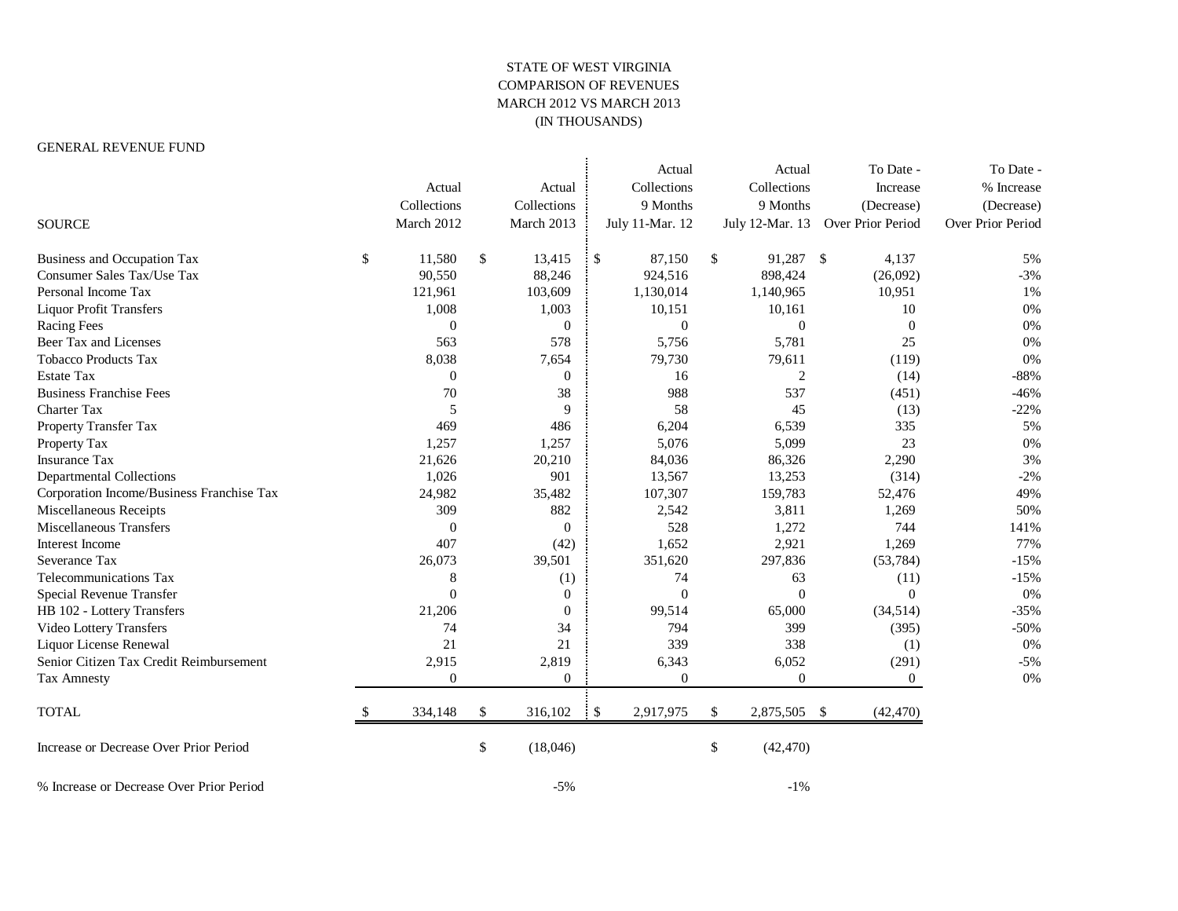STATE OF WEST VIRGINIA
COMPARISON OF REVENUES
MARCH 2012 VS MARCH 2013
(IN THOUSANDS)

GENERAL REVENUE FUND

| SOURCE | Actual Collections March 2012 | Actual Collections March 2013 | Actual Collections 9 Months July 11-Mar. 12 | Actual Collections 9 Months July 12-Mar. 13 | To Date - Increase (Decrease) Over Prior Period | To Date - % Increase (Decrease) Over Prior Period |
|---|---|---|---|---|---|---|
| Business and Occupation Tax | $ 11,580 | $ 13,415 | $ 87,150 | $ 91,287 | $ 4,137 | 5% |
| Consumer Sales Tax/Use Tax | 90,550 | 88,246 | 924,516 | 898,424 | (26,092) | -3% |
| Personal Income Tax | 121,961 | 103,609 | 1,130,014 | 1,140,965 | 10,951 | 1% |
| Liquor Profit Transfers | 1,008 | 1,003 | 10,151 | 10,161 | 10 | 0% |
| Racing Fees | 0 | 0 | 0 | 0 | 0 | 0% |
| Beer Tax and Licenses | 563 | 578 | 5,756 | 5,781 | 25 | 0% |
| Tobacco Products Tax | 8,038 | 7,654 | 79,730 | 79,611 | (119) | 0% |
| Estate Tax | 0 | 0 | 16 | 2 | (14) | -88% |
| Business Franchise Fees | 70 | 38 | 988 | 537 | (451) | -46% |
| Charter Tax | 5 | 9 | 58 | 45 | (13) | -22% |
| Property Transfer Tax | 469 | 486 | 6,204 | 6,539 | 335 | 5% |
| Property Tax | 1,257 | 1,257 | 5,076 | 5,099 | 23 | 0% |
| Insurance Tax | 21,626 | 20,210 | 84,036 | 86,326 | 2,290 | 3% |
| Departmental Collections | 1,026 | 901 | 13,567 | 13,253 | (314) | -2% |
| Corporation Income/Business Franchise Tax | 24,982 | 35,482 | 107,307 | 159,783 | 52,476 | 49% |
| Miscellaneous Receipts | 309 | 882 | 2,542 | 3,811 | 1,269 | 50% |
| Miscellaneous Transfers | 0 | 0 | 528 | 1,272 | 744 | 141% |
| Interest Income | 407 | (42) | 1,652 | 2,921 | 1,269 | 77% |
| Severance Tax | 26,073 | 39,501 | 351,620 | 297,836 | (53,784) | -15% |
| Telecommunications Tax | 8 | (1) | 74 | 63 | (11) | -15% |
| Special Revenue Transfer | 0 | 0 | 0 | 0 | 0 | 0% |
| HB 102 - Lottery Transfers | 21,206 | 0 | 99,514 | 65,000 | (34,514) | -35% |
| Video Lottery Transfers | 74 | 34 | 794 | 399 | (395) | -50% |
| Liquor License Renewal | 21 | 21 | 339 | 338 | (1) | 0% |
| Senior Citizen Tax Credit Reimbursement | 2,915 | 2,819 | 6,343 | 6,052 | (291) | -5% |
| Tax Amnesty | 0 | 0 | 0 | 0 | 0 | 0% |
| TOTAL | $ 334,148 | $ 316,102 | $ 2,917,975 | $ 2,875,505 | $ (42,470) | |
| Increase or Decrease Over Prior Period | | $ (18,046) | | $ (42,470) | | |
| % Increase or Decrease Over Prior Period | | -5% | | -1% | | |